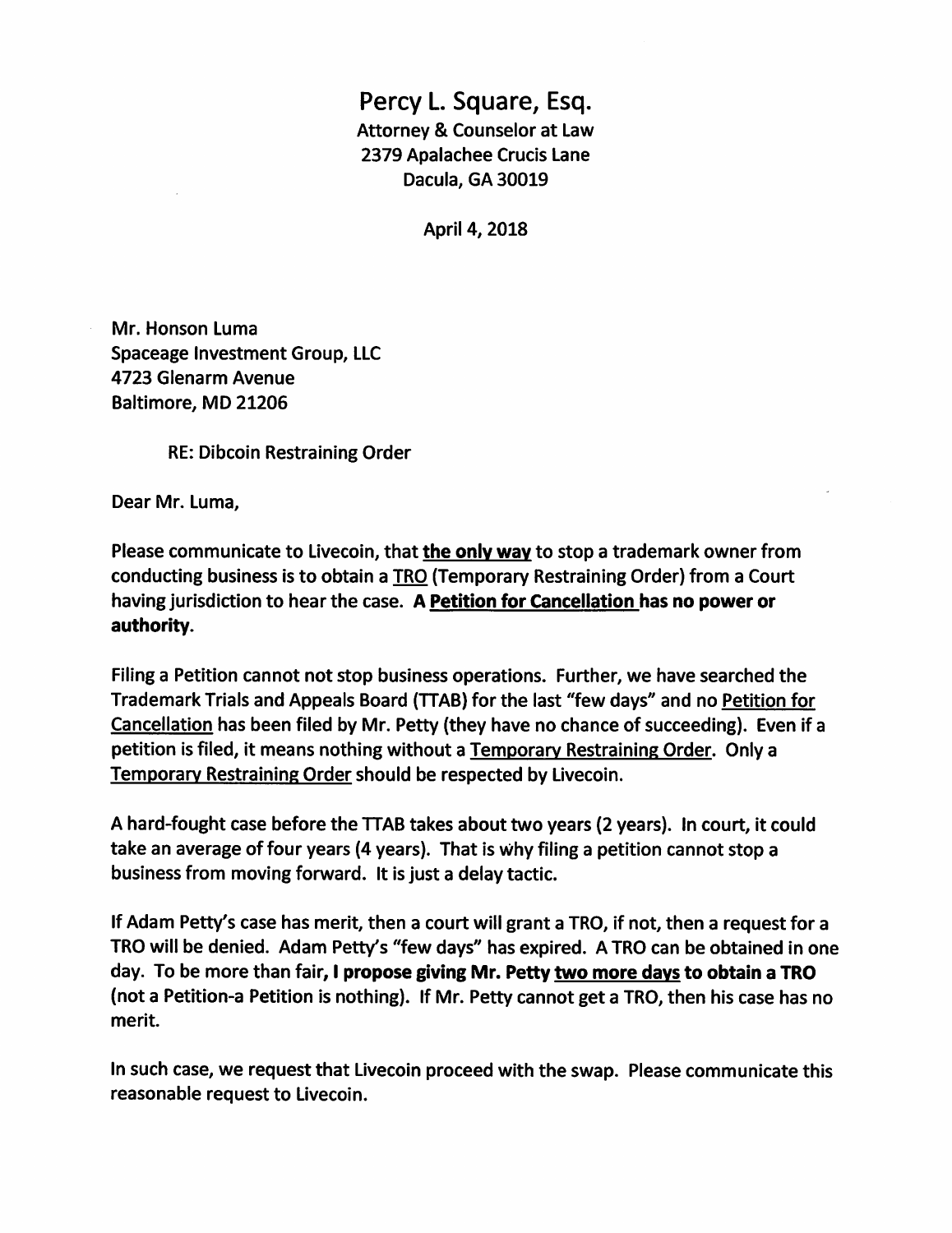# Percy L. Square, Esq.

Attorney & Counselor at Law
2379 Apalachee Crucis Lane
Dacula, GA 30019

April 4, 2018

Mr. Honson Luma
Spaceage Investment Group, LLC
4723 Glenarm Avenue
Baltimore, MD 21206

RE: Dibcoin Restraining Order

Dear Mr. Luma,

Please communicate to Livecoin, that **the only way** to stop a trademark owner from conducting business is to obtain a TRO (Temporary Restraining Order) from a Court having jurisdiction to hear the case. **A Petition for Cancellation has no power or authority.**

Filing a Petition cannot not stop business operations. Further, we have searched the Trademark Trials and Appeals Board (TTAB) for the last "few days" and no Petition for Cancellation has been filed by Mr. Petty (they have no chance of succeeding). Even if a petition is filed, it means nothing without a Temporary Restraining Order. Only a Temporary Restraining Order should be respected by Livecoin.

A hard-fought case before the TTAB takes about two years (2 years). In court, it could take an average of four years (4 years). That is why filing a petition cannot stop a business from moving forward. It is just a delay tactic.

If Adam Petty's case has merit, then a court will grant a TRO, if not, then a request for a TRO will be denied. Adam Petty's "few days" has expired. A TRO can be obtained in one day. To be more than fair, **I propose giving Mr. Petty two more days to obtain a TRO** (not a Petition-a Petition is nothing). If Mr. Petty cannot get a TRO, then his case has no merit.

In such case, we request that Livecoin proceed with the swap. Please communicate this reasonable request to Livecoin.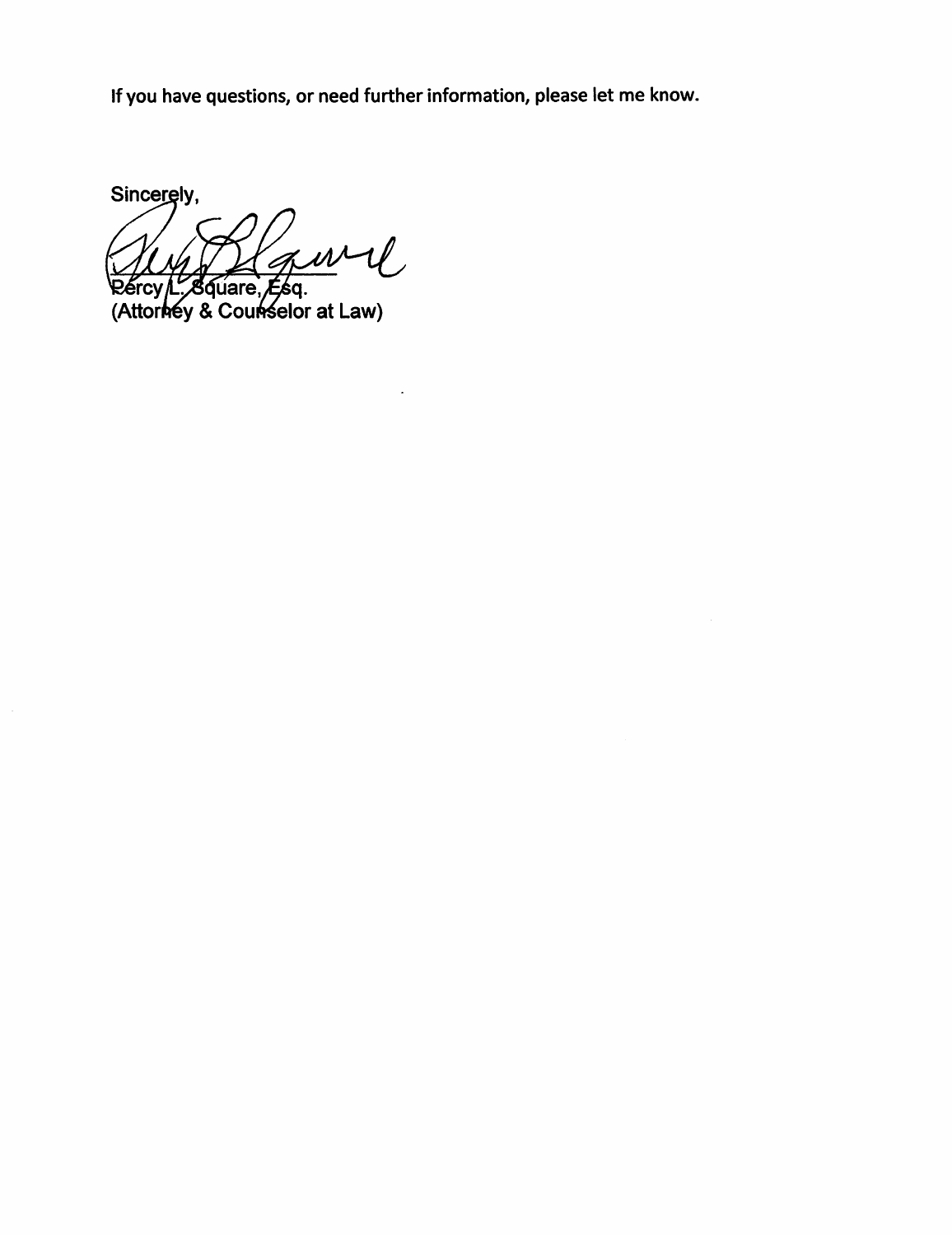**If you have questions, or need further information, please let me know.**

Sincerely,

Percy L. Square, Esq.
(Attorney & Counselor at Law)